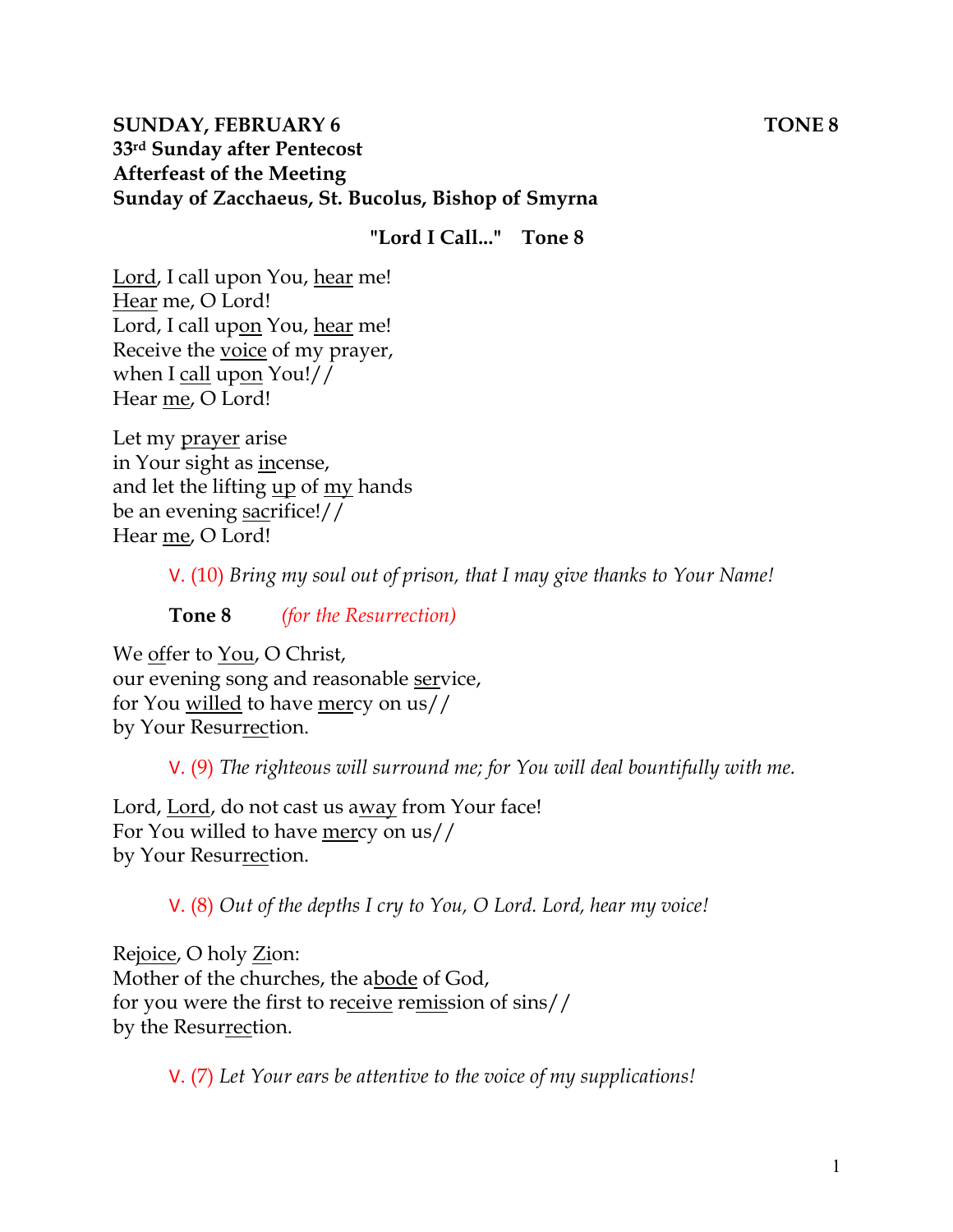**SUNDAY, FEBRUARY 6** **TONE 8**
**33rd Sunday after Pentecost**
**Afterfeast of the Meeting**
**Sunday of Zacchaeus, St. Bucolus, Bishop of Smyrna**

**"Lord I Call..." Tone 8**

Lord, I call upon You, hear me!
Hear me, O Lord!
Lord, I call upon You, hear me!
Receive the voice of my prayer,
when I call upon You!//
Hear me, O Lord!

Let my prayer arise
in Your sight as incense,
and let the lifting up of my hands
be an evening sacrifice!//
Hear me, O Lord!

V. (10) *Bring my soul out of prison, that I may give thanks to Your Name!*

**Tone 8** *(for the Resurrection)*

We offer to You, O Christ,
our evening song and reasonable service,
for You willed to have mercy on us//
by Your Resurrection.

V. (9) *The righteous will surround me; for You will deal bountifully with me.*

Lord, Lord, do not cast us away from Your face!
For You willed to have mercy on us//
by Your Resurrection.

V. (8) *Out of the depths I cry to You, O Lord. Lord, hear my voice!*

Rejoice, O holy Zion:
Mother of the churches, the abode of God,
for you were the first to receive remission of sins//
by the Resurrection.

V. (7) *Let Your ears be attentive to the voice of my supplications!*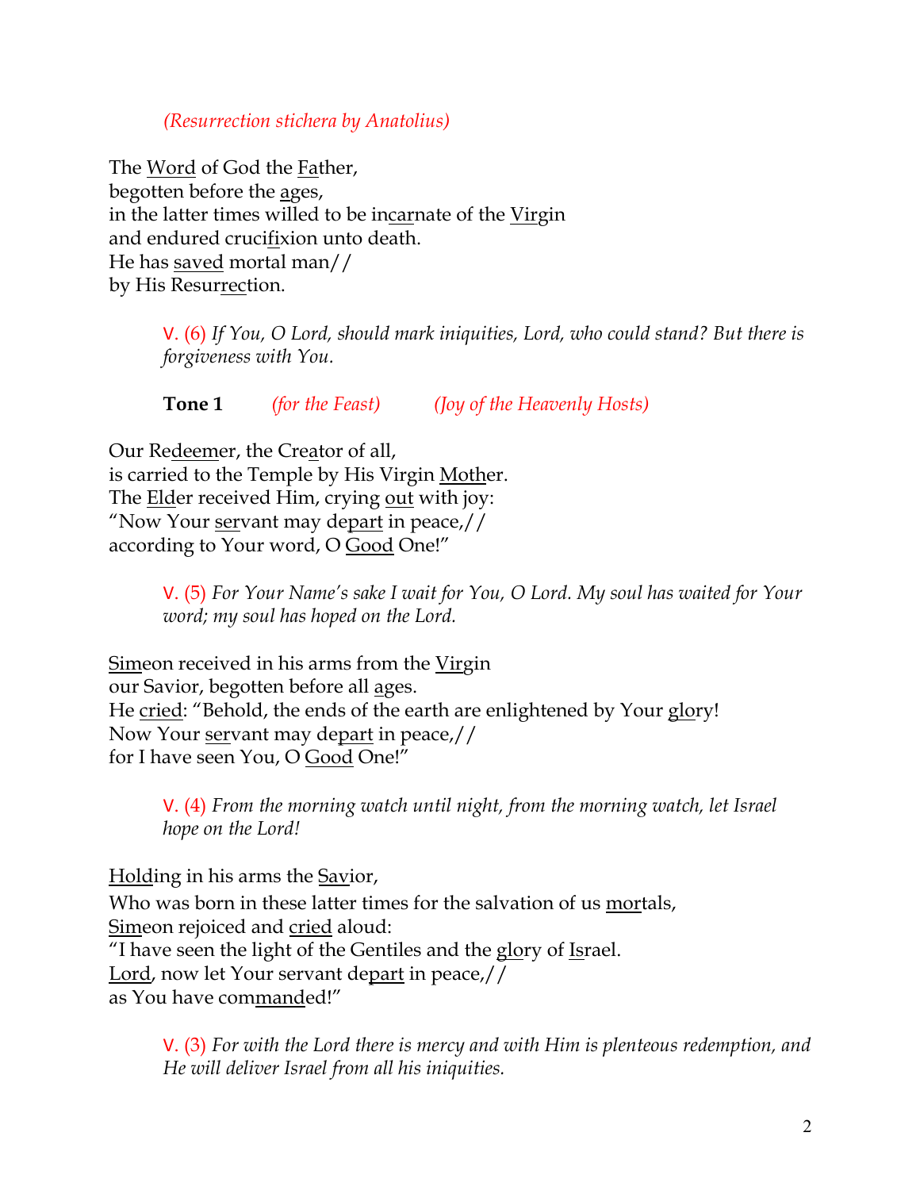*(Resurrection stichera by Anatolius)*

The Word of God the Father,
begotten before the ages,
in the latter times willed to be incarnate of the Virgin
and endured crucifixion unto death.
He has saved mortal man//
by His Resurrection.

> V. (6) *If You, O Lord, should mark iniquities, Lord, who could stand? But there is forgiveness with You.*

> **Tone 1** *(for the Feast)* *(Joy of the Heavenly Hosts)*

Our Redeemer, the Creator of all,
is carried to the Temple by His Virgin Mother.
The Elder received Him, crying out with joy:
"Now Your servant may depart in peace,//
according to Your word, O Good One!"

> V. (5) *For Your Name's sake I wait for You, O Lord. My soul has waited for Your word; my soul has hoped on the Lord.*

Simeon received in his arms from the Virgin
our Savior, begotten before all ages.
He cried: "Behold, the ends of the earth are enlightened by Your glory!
Now Your servant may depart in peace,//
for I have seen You, O Good One!"

> V. (4) *From the morning watch until night, from the morning watch, let Israel hope on the Lord!*

Holding in his arms the Savior,
Who was born in these latter times for the salvation of us mortals,
Simeon rejoiced and cried aloud:
"I have seen the light of the Gentiles and the glory of Israel.
Lord, now let Your servant depart in peace,//
as You have commanded!"

> V. (3) *For with the Lord there is mercy and with Him is plenteous redemption, and He will deliver Israel from all his iniquities.*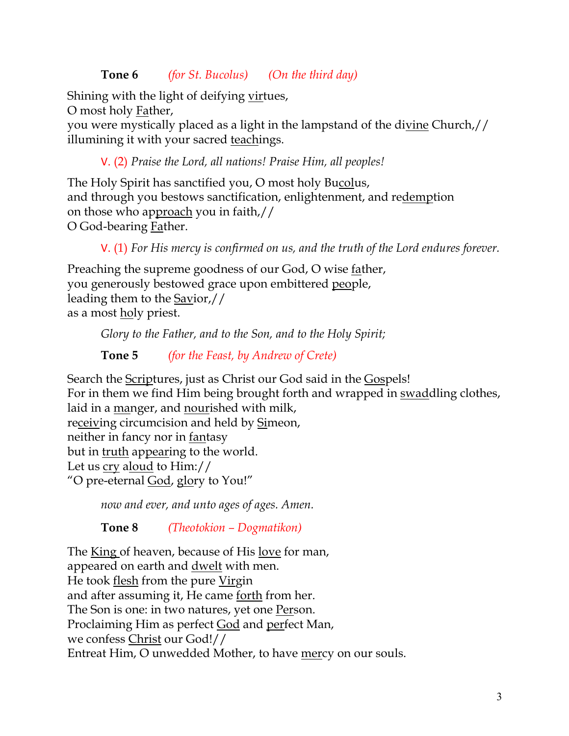**Tone 6** *(for St. Bucolus)* *(On the third day)*

Shining with the light of deifying <u>vir</u>tues,
O most holy <u>Fa</u>ther,
you were mystically placed as a light in the lampstand of the di<u>vine</u> Church,//
illumining it with your sacred <u>teach</u>ings.

V. (2) *Praise the Lord, all nations! Praise Him, all peoples!*

The Holy Spirit has sanctified you, O most holy Bu<u>col</u>us,
and through you bestows sanctification, enlightenment, and re<u>demp</u>tion
on those who ap<u>proach</u> you in faith,//
O God-bearing <u>Fa</u>ther.

V. (1) *For His mercy is confirmed on us, and the truth of the Lord endures forever.*

Preaching the supreme goodness of our God, O wise <u>fa</u>ther,
you generously bestowed grace upon embittered <u>peo</u>ple,
leading them to the <u>Sav</u>ior,//
as a most <u>ho</u>ly priest.

*Glory to the Father, and to the Son, and to the Holy Spirit;*

**Tone 5** *(for the Feast, by Andrew of Crete)*

Search the <u>Scrip</u>tures, just as Christ our God said in the <u>Gos</u>pels!
For in them we find Him being brought forth and wrapped in <u>swad</u>dling clothes,
laid in a <u>man</u>ger, and <u>nour</u>ished with milk,
re<u>ceiv</u>ing circumcision and held by <u>Si</u>meon,
neither in fancy nor in <u>fan</u>tasy
but in <u>truth</u> ap<u>pear</u>ing to the world.
Let us <u>cry</u> a<u>loud</u> to Him://
"O pre-eternal <u>God</u>, <u>glo</u>ry to You!"

*now and ever, and unto ages of ages. Amen.*

**Tone 8** *(Theotokion – Dogmatikon)*

The <u>King</u> of heaven, because of His <u>love</u> for man,
appeared on earth and <u>dwelt</u> with men.
He took <u>flesh</u> from the pure <u>Vir</u>gin
and after assuming it, He came <u>forth</u> from her.
The Son is one: in two natures, yet one <u>Per</u>son.
Proclaiming Him as perfect <u>God</u> and <u>per</u>fect Man,
we confess <u>Christ</u> our God!//
Entreat Him, O unwedded Mother, to have <u>mer</u>cy on our souls.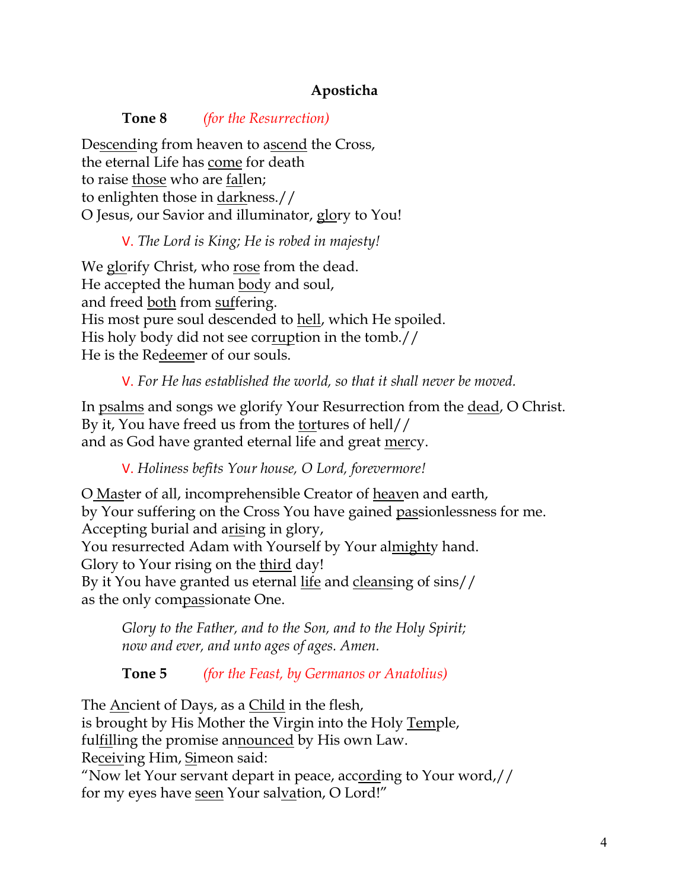**Aposticha**

**Tone 8** *(for the Resurrection)*

Descending from heaven to ascend the Cross,
the eternal Life has come for death
to raise those who are fallen;
to enlighten those in darkness.//
O Jesus, our Savior and illuminator, glory to You!

V. *The Lord is King; He is robed in majesty!*

We glorify Christ, who rose from the dead.
He accepted the human body and soul,
and freed both from suffering.
His most pure soul descended to hell, which He spoiled.
His holy body did not see corruption in the tomb.//
He is the Redeemer of our souls.

V. *For He has established the world, so that it shall never be moved.*

In psalms and songs we glorify Your Resurrection from the dead, O Christ.
By it, You have freed us from the tortures of hell//
and as God have granted eternal life and great mercy.

V. *Holiness befits Your house, O Lord, forevermore!*

O Master of all, incomprehensible Creator of heaven and earth,
by Your suffering on the Cross You have gained passionlessness for me.
Accepting burial and arising in glory,
You resurrected Adam with Yourself by Your almighty hand.
Glory to Your rising on the third day!
By it You have granted us eternal life and cleansing of sins//
as the only compassionate One.

*Glory to the Father, and to the Son, and to the Holy Spirit;*
*now and ever, and unto ages of ages. Amen.*

**Tone 5** *(for the Feast, by Germanos or Anatolius)*

The Ancient of Days, as a Child in the flesh,
is brought by His Mother the Virgin into the Holy Temple,
fulfilling the promise announced by His own Law.
Receiving Him, Simeon said:
"Now let Your servant depart in peace, according to Your word,//
for my eyes have seen Your salvation, O Lord!"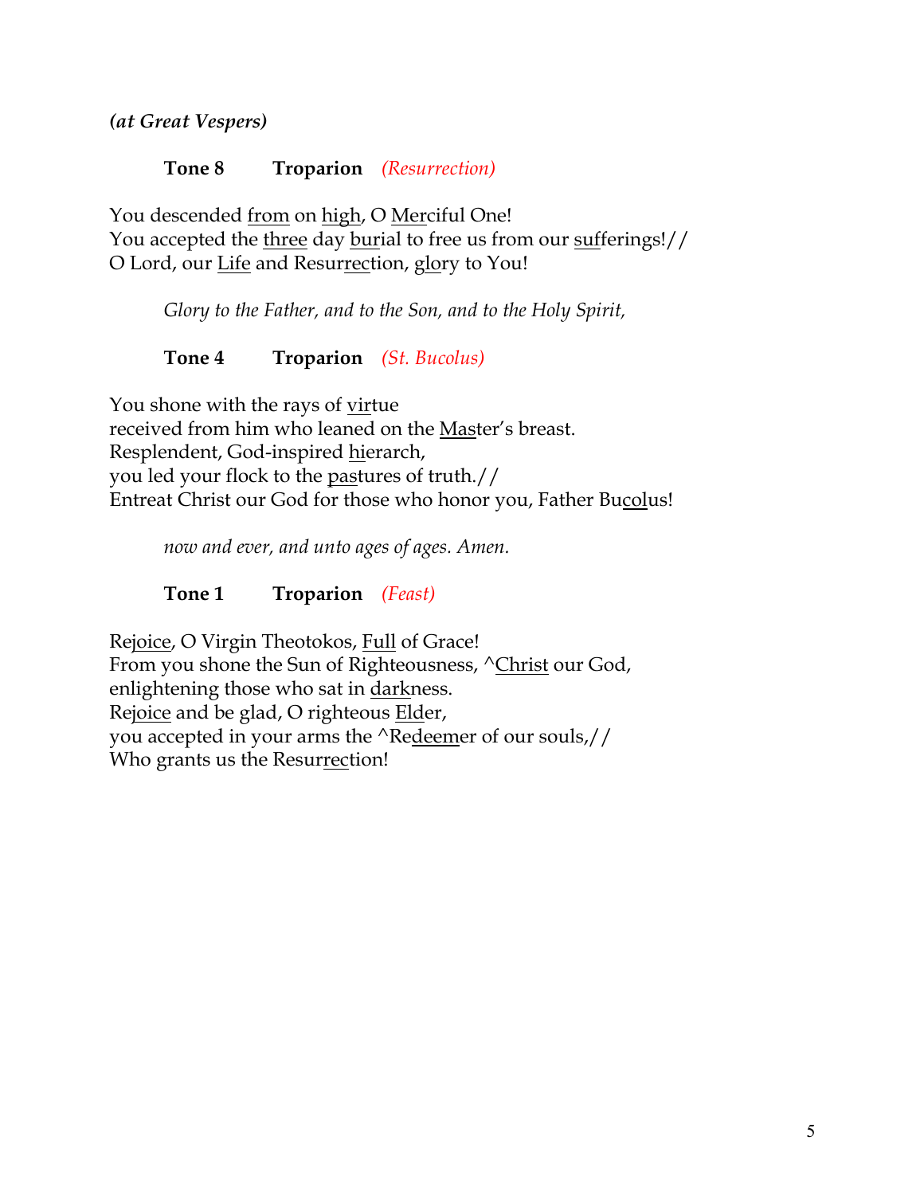***(at Great Vespers)***

**Tone 8** **Troparion** *(Resurrection)*

You descended from on high, O Merciful One!
You accepted the three day burial to free us from our sufferings!//
O Lord, our Life and Resurrection, glory to You!

*Glory to the Father, and to the Son, and to the Holy Spirit,*

**Tone 4** **Troparion** *(St. Bucolus)*

You shone with the rays of virtue
received from him who leaned on the Master's breast.
Resplendent, God-inspired hierarch,
you led your flock to the pastures of truth.//
Entreat Christ our God for those who honor you, Father Bucolus!

*now and ever, and unto ages of ages. Amen.*

**Tone 1** **Troparion** *(Feast)*

Rejoice, O Virgin Theotokos, Full of Grace!
From you shone the Sun of Righteousness, ^Christ our God,
enlightening those who sat in darkness.
Rejoice and be glad, O righteous Elder,
you accepted in your arms the ^Redeemer of our souls,//
Who grants us the Resurrection!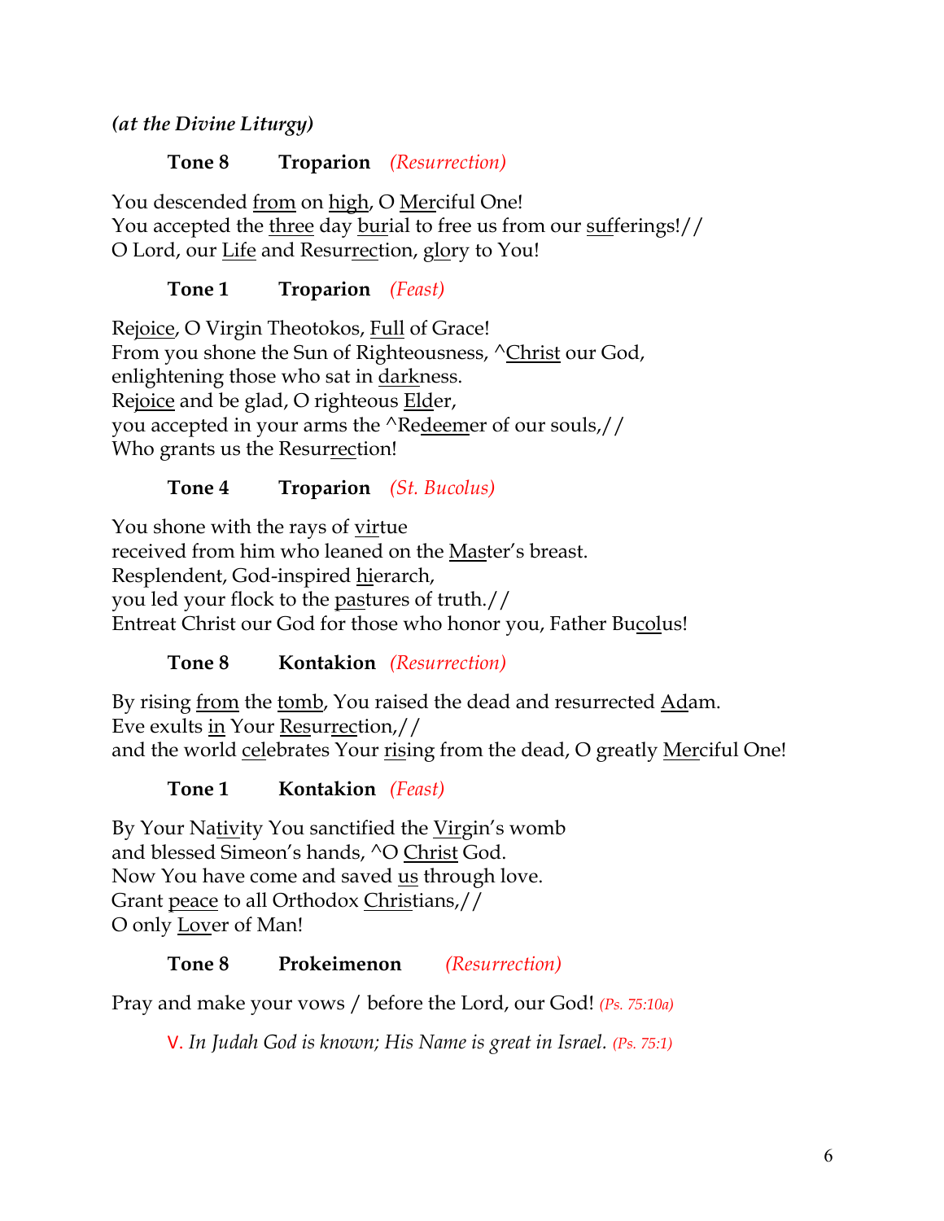***(at the Divine Liturgy)***

**Tone 8 Troparion** *(Resurrection)*

You descended <u>from</u> on <u>high</u>, O <u>Mer</u>ciful One!
You accepted the <u>three</u> day <u>bur</u>ial to free us from our <u>suf</u>ferings!//
O Lord, our <u>Life</u> and Resur<u>rec</u>tion, <u>glo</u>ry to You!

**Tone 1 Troparion** *(Feast)*

Re<u>joice</u>, O Virgin Theotokos, <u>Full</u> of Grace!
From you shone the Sun of Righteousness, ^<u>Christ</u> our God,
enlightening those who sat in <u>dark</u>ness.
Re<u>joice</u> and be glad, O righteous <u>Eld</u>er,
you accepted in your arms the ^Re<u>deem</u>er of our souls,//
Who grants us the Resur<u>rec</u>tion!

**Tone 4 Troparion** *(St. Bucolus)*

You shone with the rays of <u>vir</u>tue
received from him who leaned on the <u>Mas</u>ter's breast.
Resplendent, God-inspired <u>hi</u>erarch,
you led your flock to the <u>pas</u>tures of truth.//
Entreat Christ our God for those who honor you, Father Bu<u>col</u>us!

**Tone 8 Kontakion** *(Resurrection)*

By rising <u>from</u> the <u>tomb</u>, You raised the dead and resurrected <u>Ad</u>am.
Eve exults <u>in</u> Your <u>Res</u>ur<u>rec</u>tion,//
and the world <u>cel</u>ebrates Your <u>ris</u>ing from the dead, O greatly <u>Mer</u>ciful One!

**Tone 1 Kontakion** *(Feast)*

By Your Na<u>tiv</u>ity You sanctified the <u>Vir</u>gin's womb
and blessed Simeon's hands, ^O <u>Christ</u> God.
Now You have come and saved <u>us</u> through love.
Grant <u>peace</u> to all Orthodox <u>Chris</u>tians,//
O only <u>Lov</u>er of Man!

**Tone 8 Prokeimenon** *(Resurrection)*

Pray and make your vows / before the Lord, our God! *(Ps. 75:10a)*

V. *In Judah God is known; His Name is great in Israel.* *(Ps. 75:1)*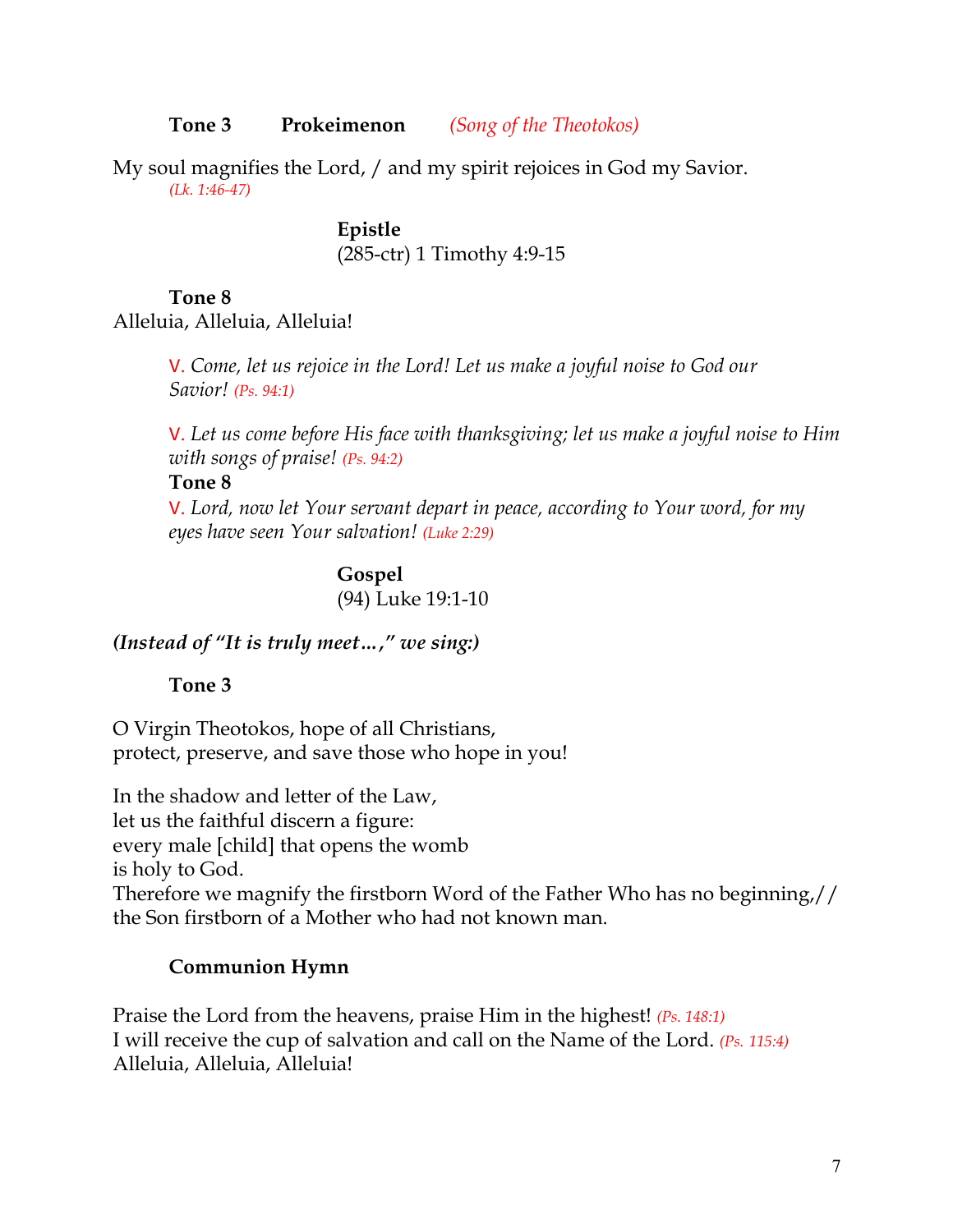**Tone 3** **Prokeimenon** *(Song of the Theotokos)*

My soul magnifies the Lord, / and my spirit rejoices in God my Savior.
*(Lk. 1:46-47)*

**Epistle**
(285-ctr) 1 Timothy 4:9-15

**Tone 8**
Alleluia, Alleluia, Alleluia!

V. *Come, let us rejoice in the Lord! Let us make a joyful noise to God our Savior! (Ps. 94:1)*

V. *Let us come before His face with thanksgiving; let us make a joyful noise to Him with songs of praise! (Ps. 94:2)*

**Tone 8**
V. *Lord, now let Your servant depart in peace, according to Your word, for my eyes have seen Your salvation! (Luke 2:29)*

**Gospel**
(94) Luke 19:1-10

***(Instead of "It is truly meet…," we sing:)***

**Tone 3**

O Virgin Theotokos, hope of all Christians,
protect, preserve, and save those who hope in you!

In the shadow and letter of the Law,
let us the faithful discern a figure:
every male [child] that opens the womb
is holy to God.
Therefore we magnify the firstborn Word of the Father Who has no beginning,//
the Son firstborn of a Mother who had not known man.

**Communion Hymn**

Praise the Lord from the heavens, praise Him in the highest! *(Ps. 148:1)*
I will receive the cup of salvation and call on the Name of the Lord. *(Ps. 115:4)*
Alleluia, Alleluia, Alleluia!